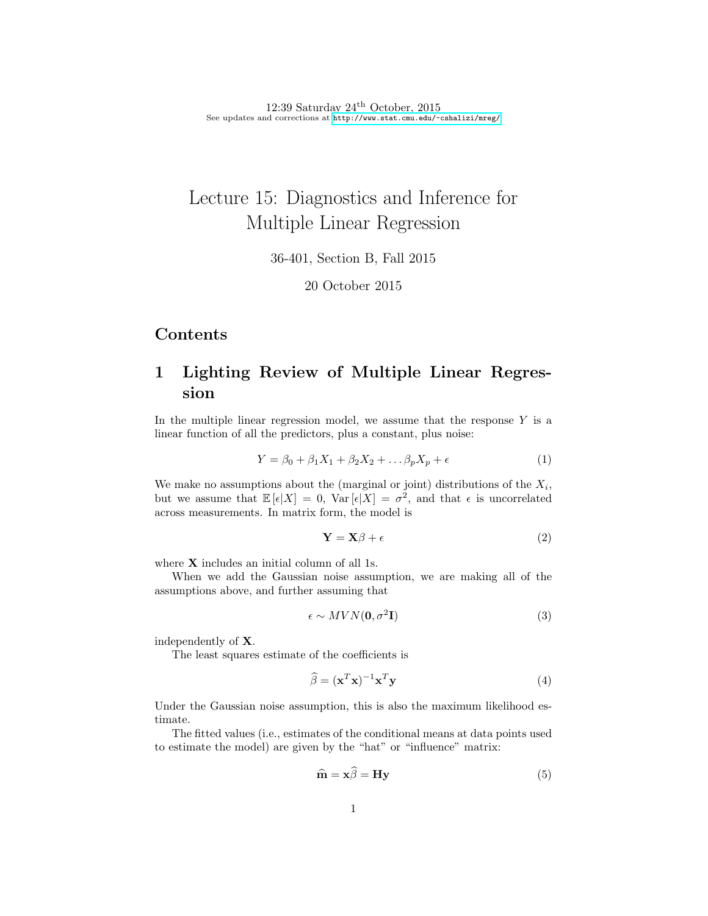# Lecture 15: Diagnostics and Inference for Multiple Linear Regression

36-401, Section B, Fall 2015

20 October 2015

## Contents

## 1 Lighting Review of Multiple Linear Regression

In the multiple linear regression model, we assume that the response $Y$ is a linear function of all the predictors, plus a constant, plus noise:

$$Y = \beta_0 + \beta_1 X_1 + \beta_2 X_2 + \ldots \beta_p X_p + \epsilon \tag{1}$$

We make no assumptions about the (marginal or joint) distributions of the $X_i$, but we assume that $\mathbb{E}[\epsilon|X] = 0$, $\text{Var}[\epsilon|X] = \sigma^2$, and that $\epsilon$ is uncorrelated across measurements. In matrix form, the model is

$$\mathbf{Y} = \mathbf{X}\beta + \epsilon \tag{2}$$

where $\mathbf{X}$ includes an initial column of all 1s.

When we add the Gaussian noise assumption, we are making all of the assumptions above, and further assuming that

$$\epsilon \sim MVN(\mathbf{0}, \sigma^2\mathbf{I}) \tag{3}$$

independently of $\mathbf{X}$.

The least squares estimate of the coefficients is

$$\widehat{\beta} = (\mathbf{x}^T\mathbf{x})^{-1}\mathbf{x}^T\mathbf{y} \tag{4}$$

Under the Gaussian noise assumption, this is also the maximum likelihood estimate.

The fitted values (i.e., estimates of the conditional means at data points used to estimate the model) are given by the "hat" or "influence" matrix:

$$\widehat{\mathbf{m}} = \mathbf{x}\widehat{\beta} = \mathbf{H}\mathbf{y} \tag{5}$$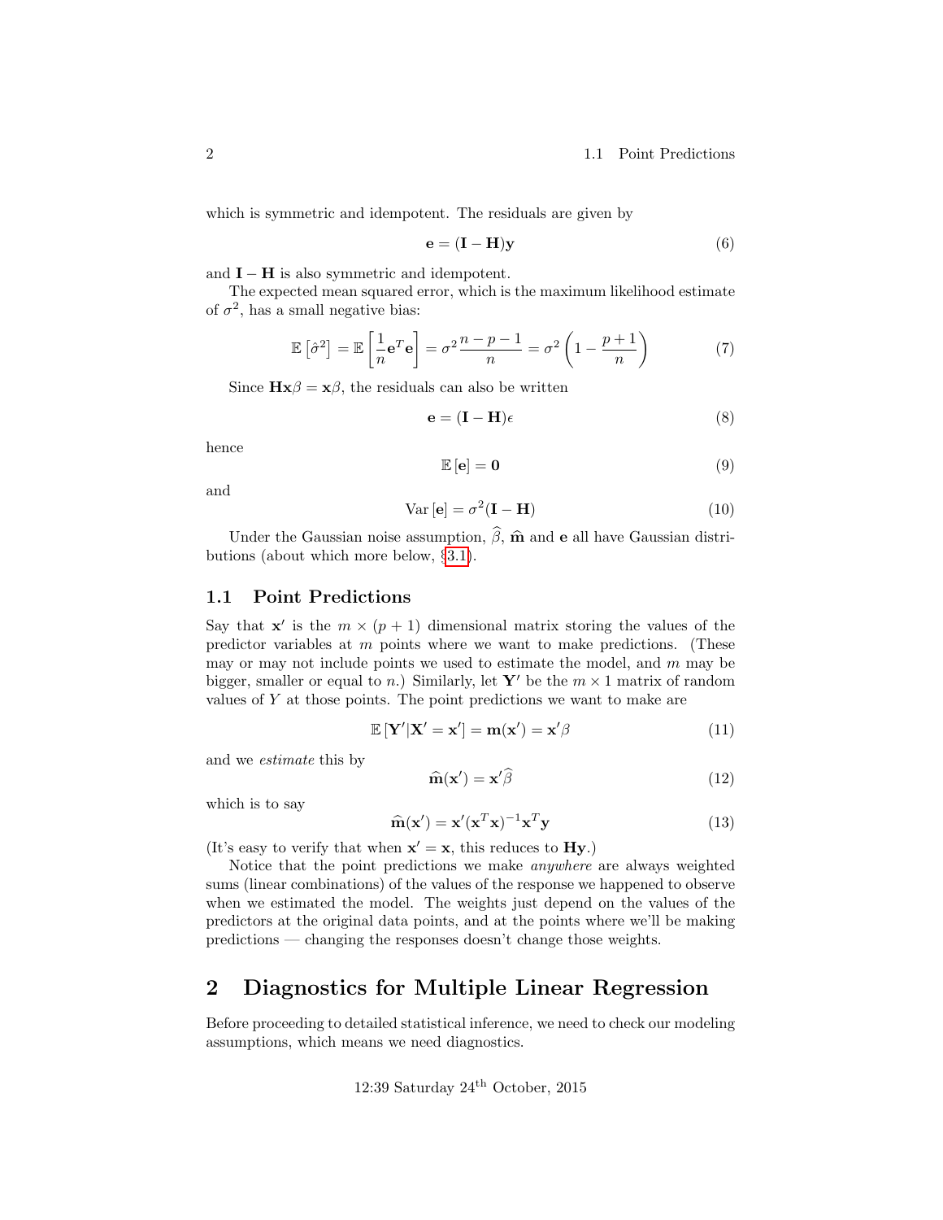which is symmetric and idempotent. The residuals are given by

$$\mathbf{e} = (\mathbf{I} - \mathbf{H})\mathbf{y} \tag{6}$$

and $\mathbf{I} - \mathbf{H}$ is also symmetric and idempotent.

The expected mean squared error, which is the maximum likelihood estimate of $\sigma^2$, has a small negative bias:

$$\mathbb{E}\left[\hat{\sigma}^2\right] = \mathbb{E}\left[\frac{1}{n}\mathbf{e}^T\mathbf{e}\right] = \sigma^2\frac{n-p-1}{n} = \sigma^2\left(1 - \frac{p+1}{n}\right) \tag{7}$$

Since $\mathbf{H}\mathbf{x}\beta = \mathbf{x}\beta$, the residuals can also be written

$$\mathbf{e} = (\mathbf{I} - \mathbf{H})\epsilon \tag{8}$$

hence

$$\mathbb{E}\left[\mathbf{e}\right] = \mathbf{0} \tag{9}$$

and

$$\mathrm{Var}\left[\mathbf{e}\right] = \sigma^2(\mathbf{I} - \mathbf{H}) \tag{10}$$

Under the Gaussian noise assumption, $\widehat{\beta}$, $\widehat{\mathbf{m}}$ and $\mathbf{e}$ all have Gaussian distributions (about which more below, §3.1).

## 1.1 Point Predictions

Say that $\mathbf{x}'$ is the $m \times (p+1)$ dimensional matrix storing the values of the predictor variables at $m$ points where we want to make predictions. (These may or may not include points we used to estimate the model, and $m$ may be bigger, smaller or equal to $n$.) Similarly, let $\mathbf{Y}'$ be the $m \times 1$ matrix of random values of $Y$ at those points. The point predictions we want to make are

$$\mathbb{E}\left[\mathbf{Y}'|\mathbf{X}' = \mathbf{x}'\right] = \mathbf{m}(\mathbf{x}') = \mathbf{x}'\beta \tag{11}$$

and we *estimate* this by

$$\widehat{\mathbf{m}}(\mathbf{x}') = \mathbf{x}'\widehat{\beta} \tag{12}$$

which is to say

$$\widehat{\mathbf{m}}(\mathbf{x}') = \mathbf{x}'(\mathbf{x}^T\mathbf{x})^{-1}\mathbf{x}^T\mathbf{y} \tag{13}$$

(It's easy to verify that when $\mathbf{x}' = \mathbf{x}$, this reduces to $\mathbf{H}\mathbf{y}$.)

Notice that the point predictions we make *anywhere* are always weighted sums (linear combinations) of the values of the response we happened to observe when we estimated the model. The weights just depend on the values of the predictors at the original data points, and at the points where we'll be making predictions — changing the responses doesn't change those weights.

# 2 Diagnostics for Multiple Linear Regression

Before proceeding to detailed statistical inference, we need to check our modeling assumptions, which means we need diagnostics.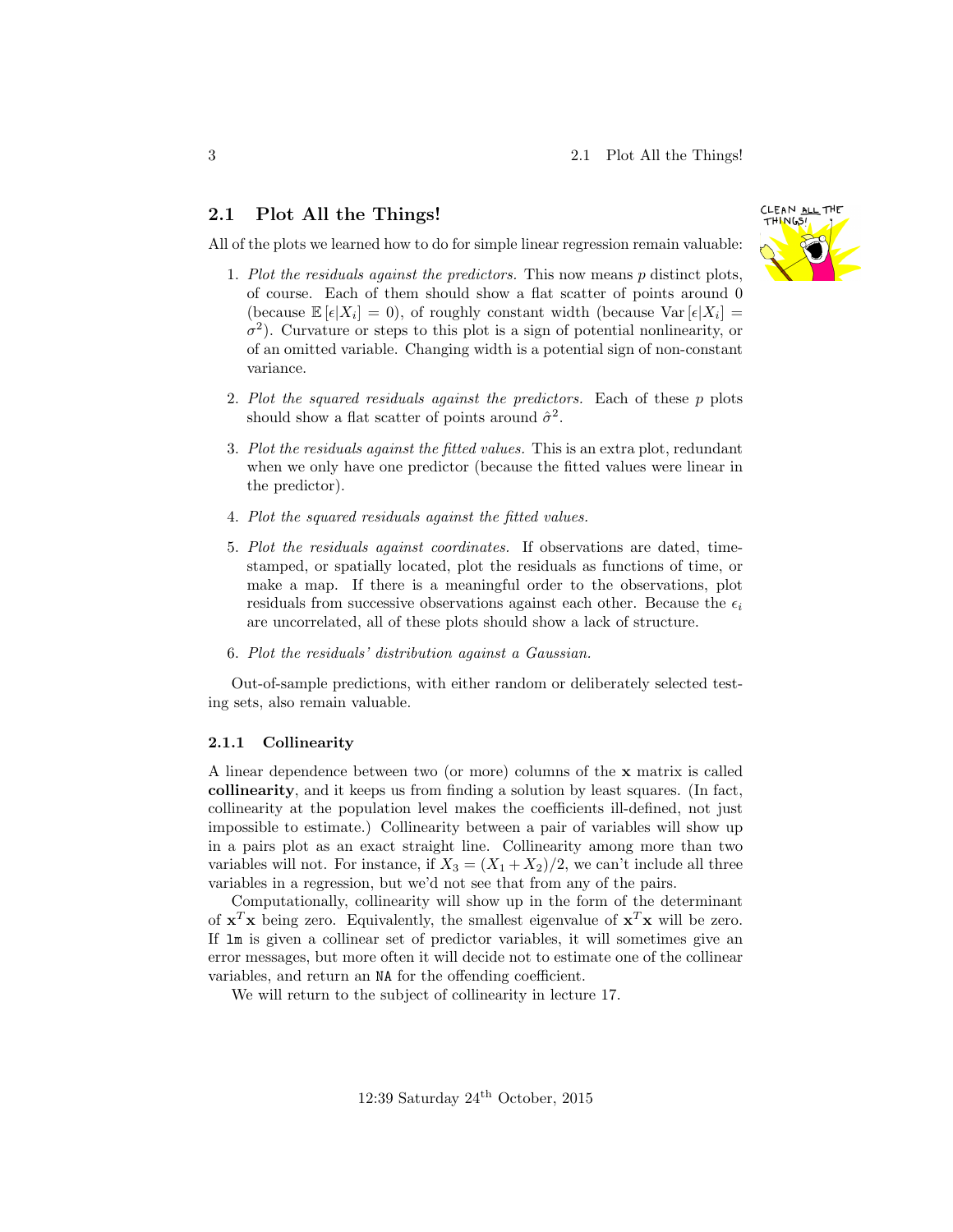## 2.1 Plot All the Things!

All of the plots we learned how to do for simple linear regression remain valuable:

1. *Plot the residuals against the predictors.* This now means $p$ distinct plots, of course. Each of them should show a flat scatter of points around 0 (because $\mathbb{E}[\epsilon|X_i] = 0$), of roughly constant width (because $\text{Var}[\epsilon|X_i] = \sigma^2$). Curvature or steps to this plot is a sign of potential nonlinearity, or of an omitted variable. Changing width is a potential sign of non-constant variance.

2. *Plot the squared residuals against the predictors.* Each of these $p$ plots should show a flat scatter of points around $\hat{\sigma}^2$.

3. *Plot the residuals against the fitted values.* This is an extra plot, redundant when we only have one predictor (because the fitted values were linear in the predictor).

4. *Plot the squared residuals against the fitted values.*

5. *Plot the residuals against coordinates.* If observations are dated, time-stamped, or spatially located, plot the residuals as functions of time, or make a map. If there is a meaningful order to the observations, plot residuals from successive observations against each other. Because the $\epsilon_i$ are uncorrelated, all of these plots should show a lack of structure.

6. *Plot the residuals' distribution against a Gaussian.*

Out-of-sample predictions, with either random or deliberately selected testing sets, also remain valuable.

### 2.1.1 Collinearity

A linear dependence between two (or more) columns of the $\mathbf{x}$ matrix is called **collinearity**, and it keeps us from finding a solution by least squares. (In fact, collinearity at the population level makes the coefficients ill-defined, not just impossible to estimate.) Collinearity between a pair of variables will show up in a pairs plot as an exact straight line. Collinearity among more than two variables will not. For instance, if $X_3 = (X_1 + X_2)/2$, we can't include all three variables in a regression, but we'd not see that from any of the pairs.

Computationally, collinearity will show up in the form of the determinant of $\mathbf{x}^T\mathbf{x}$ being zero. Equivalently, the smallest eigenvalue of $\mathbf{x}^T\mathbf{x}$ will be zero. If `lm` is given a collinear set of predictor variables, it will sometimes give an error messages, but more often it will decide not to estimate one of the collinear variables, and return an `NA` for the offending coefficient.

We will return to the subject of collinearity in lecture 17.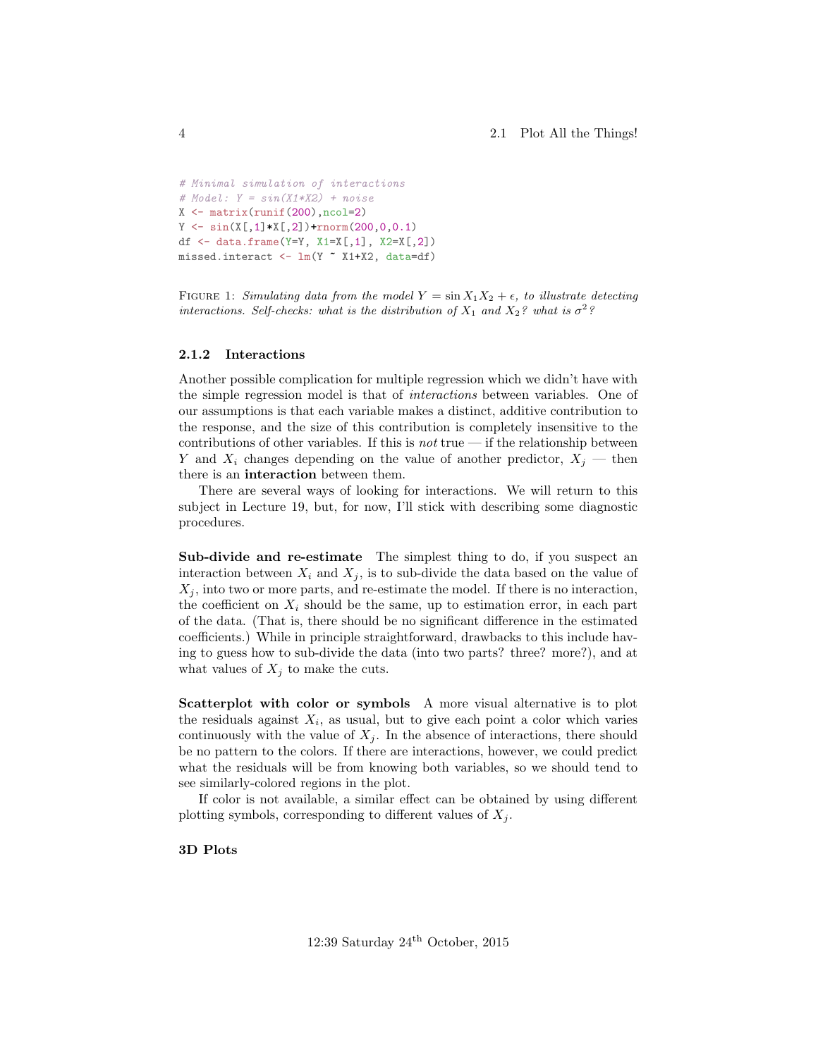```
# Minimal simulation of interactions
# Model: Y = sin(X1*X2) + noise
X <- matrix(runif(200),ncol=2)
Y <- sin(X[,1]*X[,2])+rnorm(200,0,0.1)
df <- data.frame(Y=Y, X1=X[,1], X2=X[,2])
missed.interact <- lm(Y ~ X1+X2, data=df)
```

FIGURE 1: *Simulating data from the model $Y = \sin X_1 X_2 + \epsilon$, to illustrate detecting interactions. Self-checks: what is the distribution of $X_1$ and $X_2$? what is $\sigma^2$?*

### 2.1.2 Interactions

Another possible complication for multiple regression which we didn't have with the simple regression model is that of *interactions* between variables. One of our assumptions is that each variable makes a distinct, additive contribution to the response, and the size of this contribution is completely insensitive to the contributions of other variables. If this is *not* true — if the relationship between $Y$ and $X_i$ changes depending on the value of another predictor, $X_j$ — then there is an **interaction** between them.

There are several ways of looking for interactions. We will return to this subject in Lecture 19, but, for now, I'll stick with describing some diagnostic procedures.

**Sub-divide and re-estimate** The simplest thing to do, if you suspect an interaction between $X_i$ and $X_j$, is to sub-divide the data based on the value of $X_j$, into two or more parts, and re-estimate the model. If there is no interaction, the coefficient on $X_i$ should be the same, up to estimation error, in each part of the data. (That is, there should be no significant difference in the estimated coefficients.) While in principle straightforward, drawbacks to this include having to guess how to sub-divide the data (into two parts? three? more?), and at what values of $X_j$ to make the cuts.

**Scatterplot with color or symbols** A more visual alternative is to plot the residuals against $X_i$, as usual, but to give each point a color which varies continuously with the value of $X_j$. In the absence of interactions, there should be no pattern to the colors. If there are interactions, however, we could predict what the residuals will be from knowing both variables, so we should tend to see similarly-colored regions in the plot.

If color is not available, a similar effect can be obtained by using different plotting symbols, corresponding to different values of $X_j$.

**3D Plots**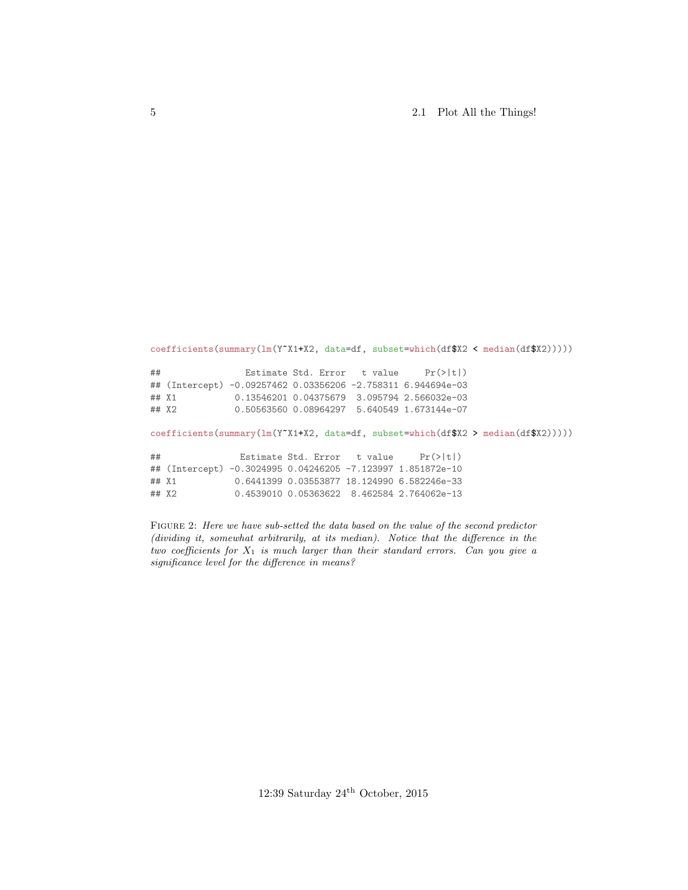```r
coefficients(summary(lm(Y~X1+X2, data=df, subset=which(df$X2 < median(df$X2)))))

##                Estimate Std. Error   t value     Pr(>|t|)
## (Intercept) -0.09257462 0.03356206 -2.758311 6.944694e-03
## X1           0.13546201 0.04375679  3.095794 2.566032e-03
## X2           0.50563560 0.08964297  5.640549 1.673144e-07

coefficients(summary(lm(Y~X1+X2, data=df, subset=which(df$X2 > median(df$X2)))))

##               Estimate Std. Error   t value     Pr(>|t|)
## (Intercept) -0.3024995 0.04246205 -7.123997 1.851872e-10
## X1           0.6441399 0.03553877 18.124990 6.582246e-33
## X2           0.4539010 0.05363622  8.462584 2.764062e-13
```

FIGURE 2: *Here we have sub-setted the data based on the value of the second predictor (dividing it, somewhat arbitrarily, at its median). Notice that the difference in the two coefficients for $X_1$ is much larger than their standard errors. Can you give a significance level for the difference in means?*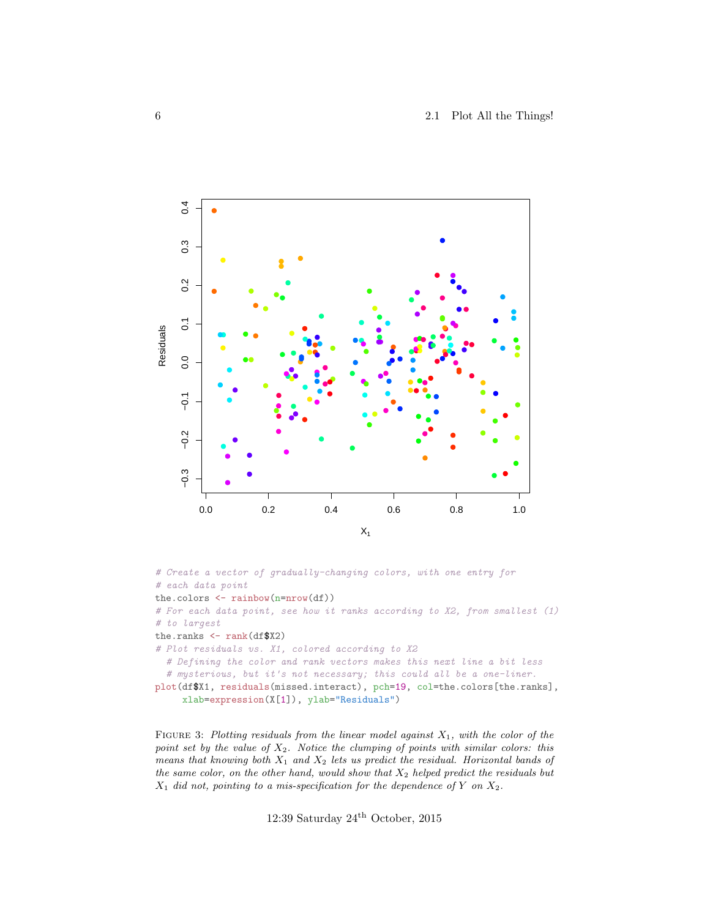```
# Create a vector of gradually-changing colors, with one entry for
# each data point
the.colors <- rainbow(n=nrow(df))
# For each data point, see how it ranks according to X2, from smallest (1)
# to largest
the.ranks <- rank(df$X2)
# Plot residuals vs. X1, colored according to X2
  # Defining the color and rank vectors makes this next line a bit less
  # mysterious, but it's not necessary; this could all be a one-liner.
plot(df$X1, residuals(missed.interact), pch=19, col=the.colors[the.ranks],
     xlab=expression(X[1]), ylab="Residuals")
```

FIGURE 3: *Plotting residuals from the linear model against $X_1$, with the color of the point set by the value of $X_2$. Notice the clumping of points with similar colors: this means that knowing both $X_1$ and $X_2$ lets us predict the residual. Horizontal bands of the same color, on the other hand, would show that $X_2$ helped predict the residuals but $X_1$ did not, pointing to a mis-specification for the dependence of $Y$ on $X_2$.*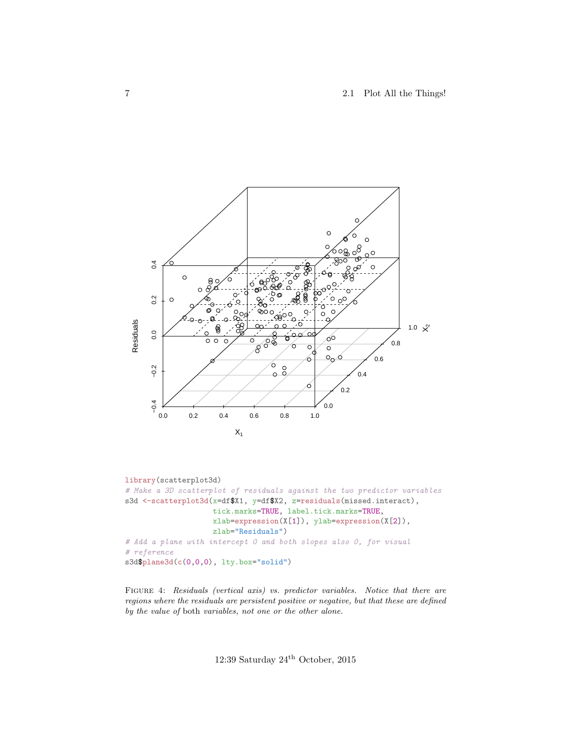```r
library(scatterplot3d)
# Make a 3D scatterplot of residuals against the two predictor variables
s3d <-scatterplot3d(x=df$X1, y=df$X2, z=residuals(missed.interact),
                    tick.marks=TRUE, label.tick.marks=TRUE,
                    xlab=expression(X[1]), ylab=expression(X[2]),
                    zlab="Residuals")
# Add a plane with intercept 0 and both slopes also 0, for visual
# reference
s3d$plane3d(c(0,0,0), lty.box="solid")
```

FIGURE 4: *Residuals (vertical axis) vs. predictor variables. Notice that there are regions where the residuals are persistent positive or negative, but that these are defined by the value of* both *variables, not one or the other alone.*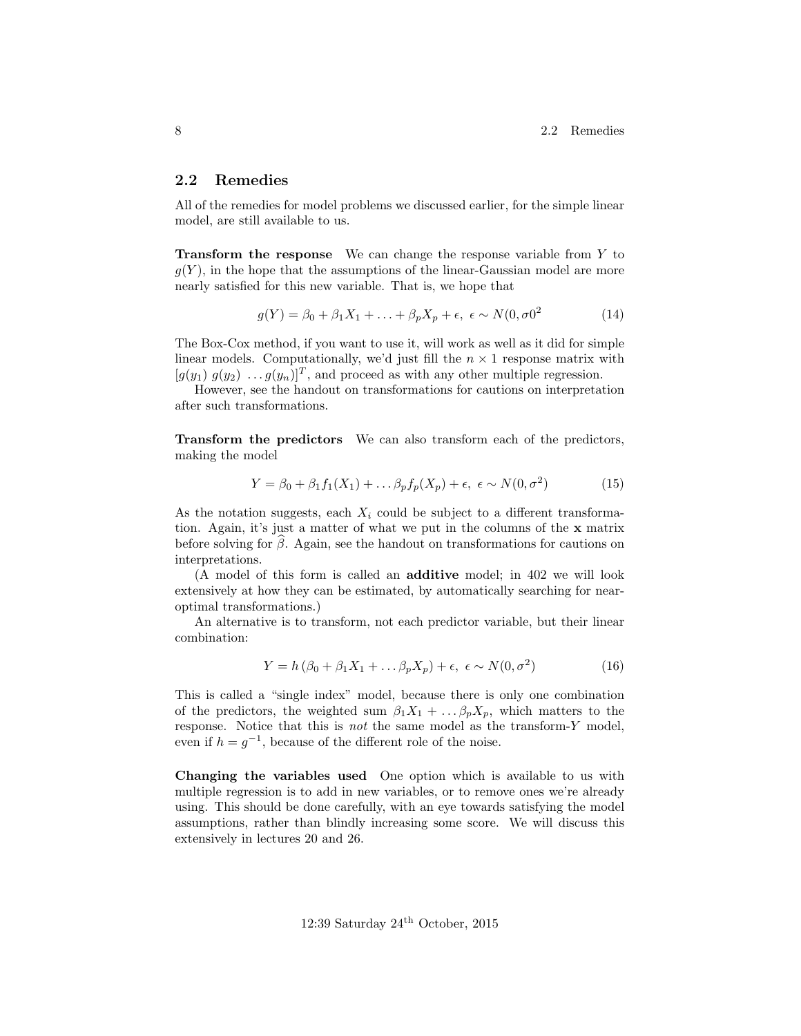## 2.2 Remedies

All of the remedies for model problems we discussed earlier, for the simple linear model, are still available to us.

**Transform the response** We can change the response variable from $Y$ to $g(Y)$, in the hope that the assumptions of the linear-Gaussian model are more nearly satisfied for this new variable. That is, we hope that

$$g(Y) = \beta_0 + \beta_1 X_1 + \ldots + \beta_p X_p + \epsilon, \ \epsilon \sim N(0, \sigma 0^2 \tag{14}$$

The Box-Cox method, if you want to use it, will work as well as it did for simple linear models. Computationally, we'd just fill the $n \times 1$ response matrix with $[g(y_1) \ g(y_2) \ \ldots g(y_n)]^T$, and proceed as with any other multiple regression.

However, see the handout on transformations for cautions on interpretation after such transformations.

**Transform the predictors** We can also transform each of the predictors, making the model

$$Y = \beta_0 + \beta_1 f_1(X_1) + \ldots \beta_p f_p(X_p) + \epsilon, \ \epsilon \sim N(0, \sigma^2) \tag{15}$$

As the notation suggests, each $X_i$ could be subject to a different transformation. Again, it's just a matter of what we put in the columns of the $\mathbf{x}$ matrix before solving for $\widehat{\beta}$. Again, see the handout on transformations for cautions on interpretations.

(A model of this form is called an **additive** model; in 402 we will look extensively at how they can be estimated, by automatically searching for near-optimal transformations.)

An alternative is to transform, not each predictor variable, but their linear combination:

$$Y = h\left(\beta_0 + \beta_1 X_1 + \ldots \beta_p X_p\right) + \epsilon, \ \epsilon \sim N(0, \sigma^2) \tag{16}$$

This is called a "single index" model, because there is only one combination of the predictors, the weighted sum $\beta_1 X_1 + \ldots \beta_p X_p$, which matters to the response. Notice that this is *not* the same model as the transform-$Y$ model, even if $h = g^{-1}$, because of the different role of the noise.

**Changing the variables used** One option which is available to us with multiple regression is to add in new variables, or to remove ones we're already using. This should be done carefully, with an eye towards satisfying the model assumptions, rather than blindly increasing some score. We will discuss this extensively in lectures 20 and 26.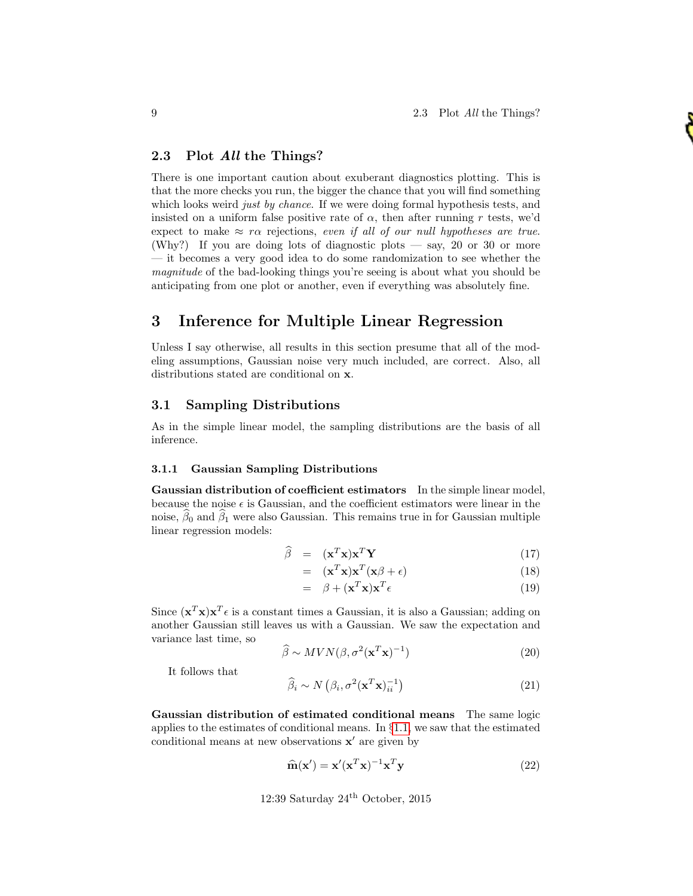## 2.3 Plot *All* the Things?

There is one important caution about exuberant diagnostics plotting. This is that the more checks you run, the bigger the chance that you will find something which looks weird *just by chance*. If we were doing formal hypothesis tests, and insisted on a uniform false positive rate of $\alpha$, then after running $r$ tests, we'd expect to make $\approx r\alpha$ rejections, *even if all of our null hypotheses are true*. (Why?) If you are doing lots of diagnostic plots — say, 20 or 30 or more — it becomes a very good idea to do some randomization to see whether the *magnitude* of the bad-looking things you're seeing is about what you should be anticipating from one plot or another, even if everything was absolutely fine.

# 3 Inference for Multiple Linear Regression

Unless I say otherwise, all results in this section presume that all of the modeling assumptions, Gaussian noise very much included, are correct. Also, all distributions stated are conditional on $\mathbf{x}$.

## 3.1 Sampling Distributions

As in the simple linear model, the sampling distributions are the basis of all inference.

### 3.1.1 Gaussian Sampling Distributions

**Gaussian distribution of coefficient estimators** In the simple linear model, because the noise $\epsilon$ is Gaussian, and the coefficient estimators were linear in the noise, $\widehat{\beta}_0$ and $\widehat{\beta}_1$ were also Gaussian. This remains true in for Gaussian multiple linear regression models:

$$\begin{aligned}
\widehat{\beta} &= (\mathbf{x}^T\mathbf{x})\mathbf{x}^T\mathbf{Y} && (17) \\
&= (\mathbf{x}^T\mathbf{x})\mathbf{x}^T(\mathbf{x}\beta + \epsilon) && (18) \\
&= \beta + (\mathbf{x}^T\mathbf{x})\mathbf{x}^T\epsilon && (19)
\end{aligned}$$

Since $(\mathbf{x}^T\mathbf{x})\mathbf{x}^T\epsilon$ is a constant times a Gaussian, it is also a Gaussian; adding on another Gaussian still leaves us with a Gaussian. We saw the expectation and variance last time, so

$$\widehat{\beta} \sim MVN(\beta, \sigma^2(\mathbf{x}^T\mathbf{x})^{-1}) \tag{20}$$

It follows that

$$\widehat{\beta}_i \sim N\left(\beta_i, \sigma^2(\mathbf{x}^T\mathbf{x})^{-1}_{ii}\right) \tag{21}$$

**Gaussian distribution of estimated conditional means** The same logic applies to the estimates of conditional means. In §1.1, we saw that the estimated conditional means at new observations $\mathbf{x}'$ are given by

$$\widehat{\mathbf{m}}(\mathbf{x}') = \mathbf{x}'(\mathbf{x}^T\mathbf{x})^{-1}\mathbf{x}^T\mathbf{y} \tag{22}$$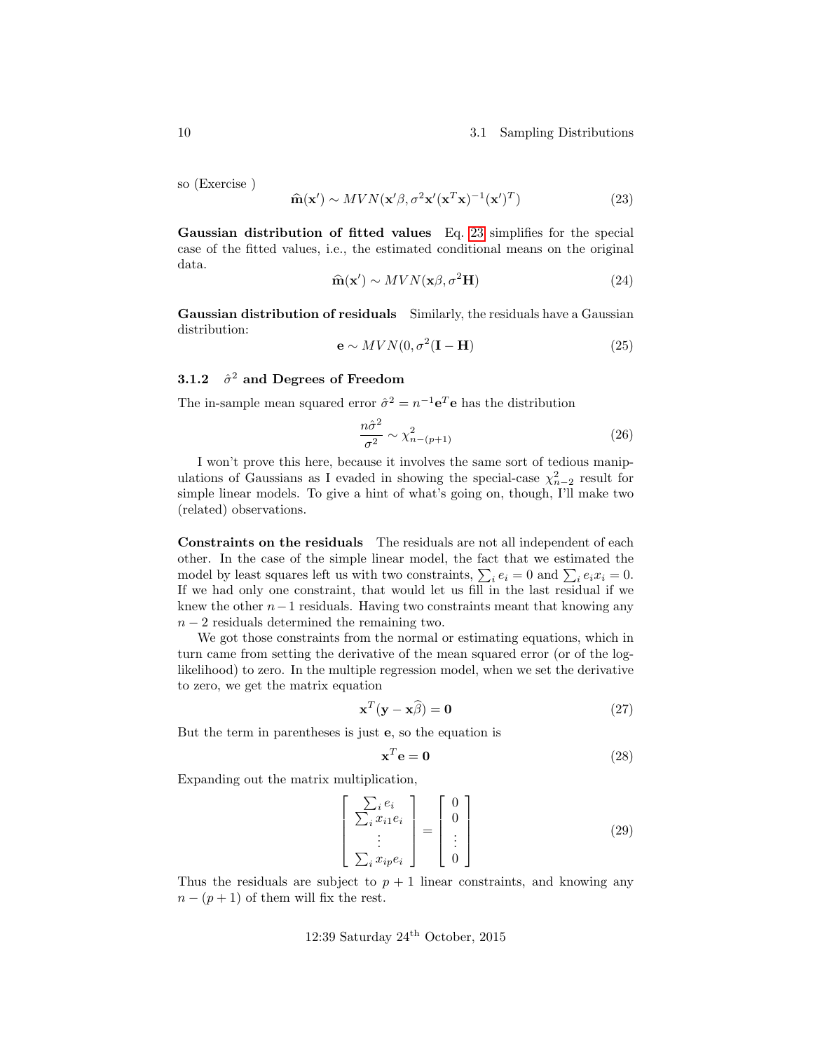so (Exercise )

$$\widehat{\mathbf{m}}(\mathbf{x}') \sim MVN(\mathbf{x}'\beta, \sigma^2\mathbf{x}'(\mathbf{x}^T\mathbf{x})^{-1}(\mathbf{x}')^T) \tag{23}$$

**Gaussian distribution of fitted values** Eq. 23 simplifies for the special case of the fitted values, i.e., the estimated conditional means on the original data.

$$\widehat{\mathbf{m}}(\mathbf{x}') \sim MVN(\mathbf{x}\beta, \sigma^2\mathbf{H}) \tag{24}$$

**Gaussian distribution of residuals** Similarly, the residuals have a Gaussian distribution:

$$\mathbf{e} \sim MVN(0, \sigma^2(\mathbf{I} - \mathbf{H})) \tag{25}$$

### 3.1.2 $\hat{\sigma}^2$ and Degrees of Freedom

The in-sample mean squared error $\hat{\sigma}^2 = n^{-1}\mathbf{e}^T\mathbf{e}$ has the distribution

$$\frac{n\hat{\sigma}^2}{\sigma^2} \sim \chi^2_{n-(p+1)} \tag{26}$$

I won't prove this here, because it involves the same sort of tedious manipulations of Gaussians as I evaded in showing the special-case $\chi^2_{n-2}$ result for simple linear models. To give a hint of what's going on, though, I'll make two (related) observations.

**Constraints on the residuals** The residuals are not all independent of each other. In the case of the simple linear model, the fact that we estimated the model by least squares left us with two constraints, $\sum_i e_i = 0$ and $\sum_i e_i x_i = 0$. If we had only one constraint, that would let us fill in the last residual if we knew the other $n-1$ residuals. Having two constraints meant that knowing any $n-2$ residuals determined the remaining two.

We got those constraints from the normal or estimating equations, which in turn came from setting the derivative of the mean squared error (or of the log-likelihood) to zero. In the multiple regression model, when we set the derivative to zero, we get the matrix equation

$$\mathbf{x}^T(\mathbf{y} - \mathbf{x}\widehat{\beta}) = \mathbf{0} \tag{27}$$

But the term in parentheses is just $\mathbf{e}$, so the equation is

$$\mathbf{x}^T\mathbf{e} = \mathbf{0} \tag{28}$$

Expanding out the matrix multiplication,

$$\begin{bmatrix} \sum_i e_i \\ \sum_i x_{i1}e_i \\ \vdots \\ \sum_i x_{ip}e_i \end{bmatrix} = \begin{bmatrix} 0 \\ 0 \\ \vdots \\ 0 \end{bmatrix} \tag{29}$$

Thus the residuals are subject to $p+1$ linear constraints, and knowing any $n-(p+1)$ of them will fix the rest.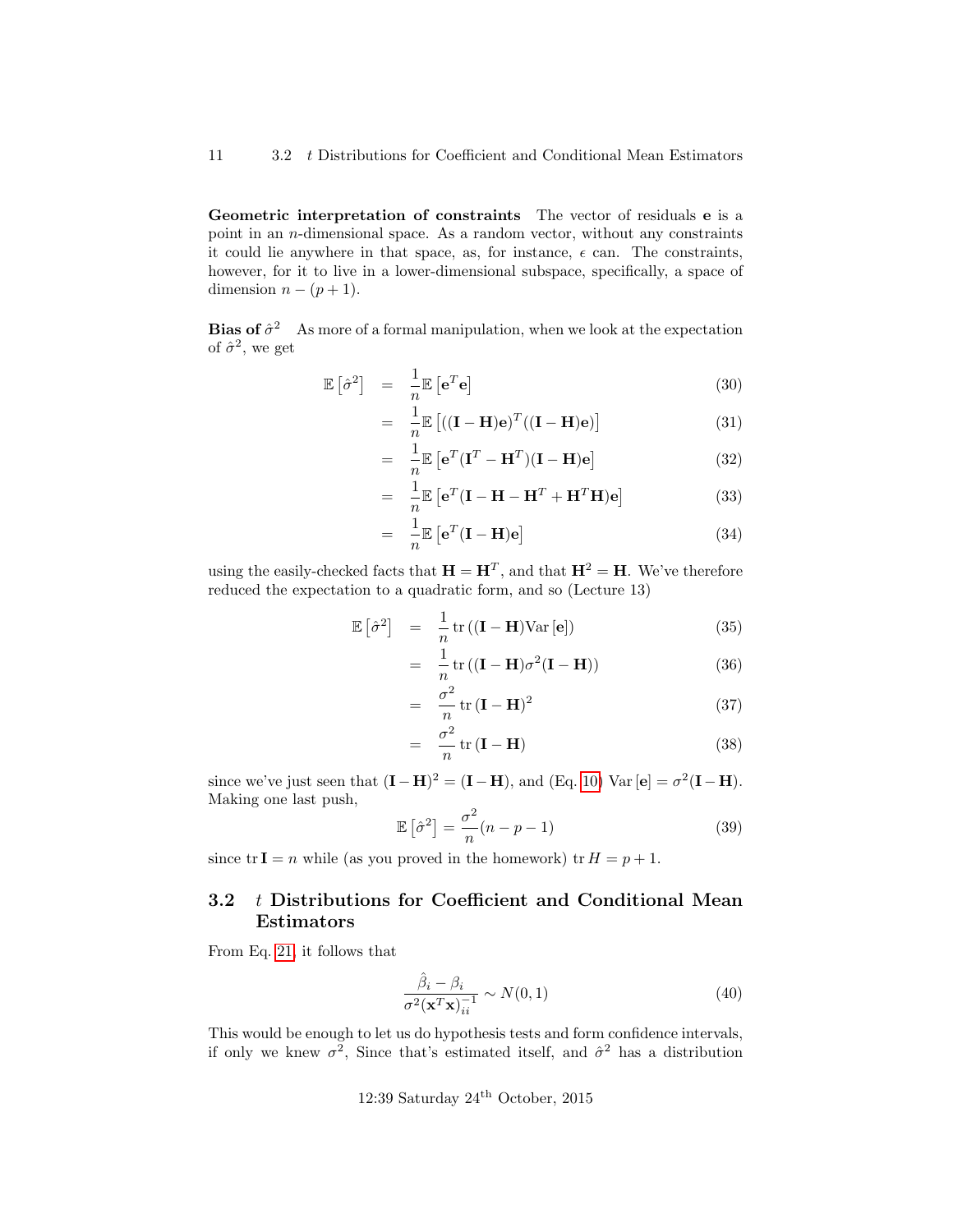**Geometric interpretation of constraints** The vector of residuals $\mathbf{e}$ is a point in an $n$-dimensional space. As a random vector, without any constraints it could lie anywhere in that space, as, for instance, $\epsilon$ can. The constraints, however, for it to live in a lower-dimensional subspace, specifically, a space of dimension $n - (p + 1)$.

**Bias of $\hat{\sigma}^2$** As more of a formal manipulation, when we look at the expectation of $\hat{\sigma}^2$, we get

$$
\begin{aligned}
\mathbb{E}\left[\hat{\sigma}^2\right] &= \frac{1}{n}\mathbb{E}\left[\mathbf{e}^T\mathbf{e}\right] && (30) \\
&= \frac{1}{n}\mathbb{E}\left[((\mathbf{I}-\mathbf{H})\mathbf{e})^T((\mathbf{I}-\mathbf{H})\mathbf{e})\right] && (31) \\
&= \frac{1}{n}\mathbb{E}\left[\mathbf{e}^T(\mathbf{I}^T-\mathbf{H}^T)(\mathbf{I}-\mathbf{H})\mathbf{e}\right] && (32) \\
&= \frac{1}{n}\mathbb{E}\left[\mathbf{e}^T(\mathbf{I}-\mathbf{H}-\mathbf{H}^T+\mathbf{H}^T\mathbf{H})\mathbf{e}\right] && (33) \\
&= \frac{1}{n}\mathbb{E}\left[\mathbf{e}^T(\mathbf{I}-\mathbf{H})\mathbf{e}\right] && (34)
\end{aligned}
$$

using the easily-checked facts that $\mathbf{H} = \mathbf{H}^T$, and that $\mathbf{H}^2 = \mathbf{H}$. We've therefore reduced the expectation to a quadratic form, and so (Lecture 13)

$$
\begin{aligned}
\mathbb{E}\left[\hat{\sigma}^2\right] &= \frac{1}{n}\operatorname{tr}\left((\mathbf{I}-\mathbf{H})\operatorname{Var}\left[\mathbf{e}\right]\right) && (35) \\
&= \frac{1}{n}\operatorname{tr}\left((\mathbf{I}-\mathbf{H})\sigma^2(\mathbf{I}-\mathbf{H})\right) && (36) \\
&= \frac{\sigma^2}{n}\operatorname{tr}\left(\mathbf{I}-\mathbf{H}\right)^2 && (37) \\
&= \frac{\sigma^2}{n}\operatorname{tr}\left(\mathbf{I}-\mathbf{H}\right) && (38)
\end{aligned}
$$

since we've just seen that $(\mathbf{I}-\mathbf{H})^2 = (\mathbf{I}-\mathbf{H})$, and (Eq. 10) $\operatorname{Var}\left[\mathbf{e}\right] = \sigma^2(\mathbf{I}-\mathbf{H})$. Making one last push,

$$
\mathbb{E}\left[\hat{\sigma}^2\right] = \frac{\sigma^2}{n}(n-p-1) \qquad (39)
$$

since $\operatorname{tr}\mathbf{I} = n$ while (as you proved in the homework) $\operatorname{tr} H = p+1$.

## 3.2 $t$ Distributions for Coefficient and Conditional Mean Estimators

From Eq. 21, it follows that

$$
\frac{\hat{\beta}_i - \beta_i}{\sigma^2(\mathbf{x}^T\mathbf{x})^{-1}_{ii}} \sim N(0,1) \qquad (40)
$$

This would be enough to let us do hypothesis tests and form confidence intervals, if only we knew $\sigma^2$, Since that's estimated itself, and $\hat{\sigma}^2$ has a distribution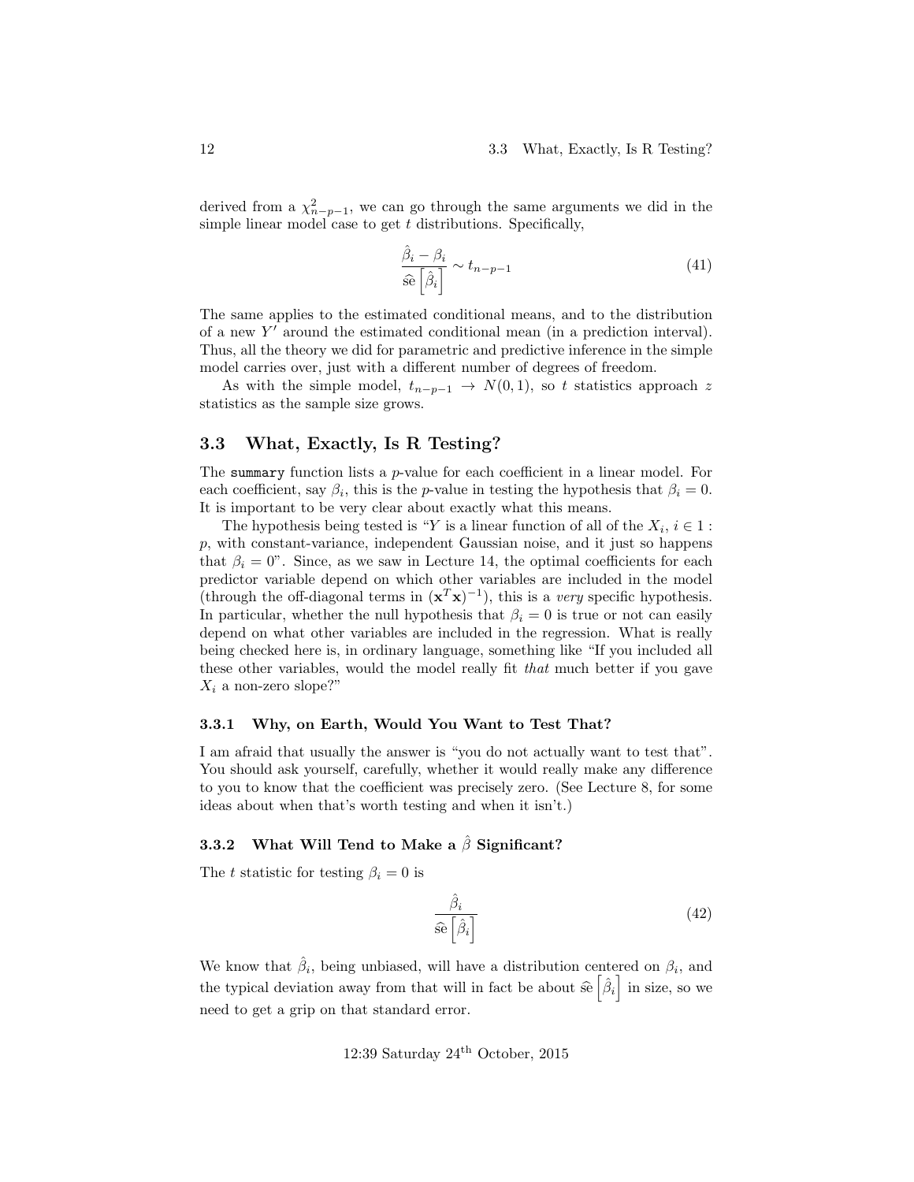derived from a $\chi^2_{n-p-1}$, we can go through the same arguments we did in the simple linear model case to get $t$ distributions. Specifically,

$$\frac{\hat{\beta}_i - \beta_i}{\widehat{\mathrm{se}}\left[\hat{\beta}_i\right]} \sim t_{n-p-1} \tag{41}$$

The same applies to the estimated conditional means, and to the distribution of a new $Y'$ around the estimated conditional mean (in a prediction interval). Thus, all the theory we did for parametric and predictive inference in the simple model carries over, just with a different number of degrees of freedom.

As with the simple model, $t_{n-p-1} \rightarrow N(0,1)$, so $t$ statistics approach $z$ statistics as the sample size grows.

## 3.3 What, Exactly, Is R Testing?

The `summary` function lists a $p$-value for each coefficient in a linear model. For each coefficient, say $\beta_i$, this is the $p$-value in testing the hypothesis that $\beta_i = 0$. It is important to be very clear about exactly what this means.

The hypothesis being tested is "$Y$ is a linear function of all of the $X_i$, $i \in 1:p$, with constant-variance, independent Gaussian noise, and it just so happens that $\beta_i = 0$". Since, as we saw in Lecture 14, the optimal coefficients for each predictor variable depend on which other variables are included in the model (through the off-diagonal terms in $(\mathbf{x}^T\mathbf{x})^{-1}$), this is a *very* specific hypothesis. In particular, whether the null hypothesis that $\beta_i = 0$ is true or not can easily depend on what other variables are included in the regression. What is really being checked here is, in ordinary language, something like "If you included all these other variables, would the model really fit *that* much better if you gave $X_i$ a non-zero slope?"

### 3.3.1 Why, on Earth, Would You Want to Test That?

I am afraid that usually the answer is "you do not actually want to test that". You should ask yourself, carefully, whether it would really make any difference to you to know that the coefficient was precisely zero. (See Lecture 8, for some ideas about when that's worth testing and when it isn't.)

### 3.3.2 What Will Tend to Make a $\hat{\beta}$ Significant?

The $t$ statistic for testing $\beta_i = 0$ is

$$\frac{\hat{\beta}_i}{\widehat{\mathrm{se}}\left[\hat{\beta}_i\right]} \tag{42}$$

We know that $\hat{\beta}_i$, being unbiased, will have a distribution centered on $\beta_i$, and the typical deviation away from that will in fact be about $\widehat{\mathrm{se}}\left[\hat{\beta}_i\right]$ in size, so we need to get a grip on that standard error.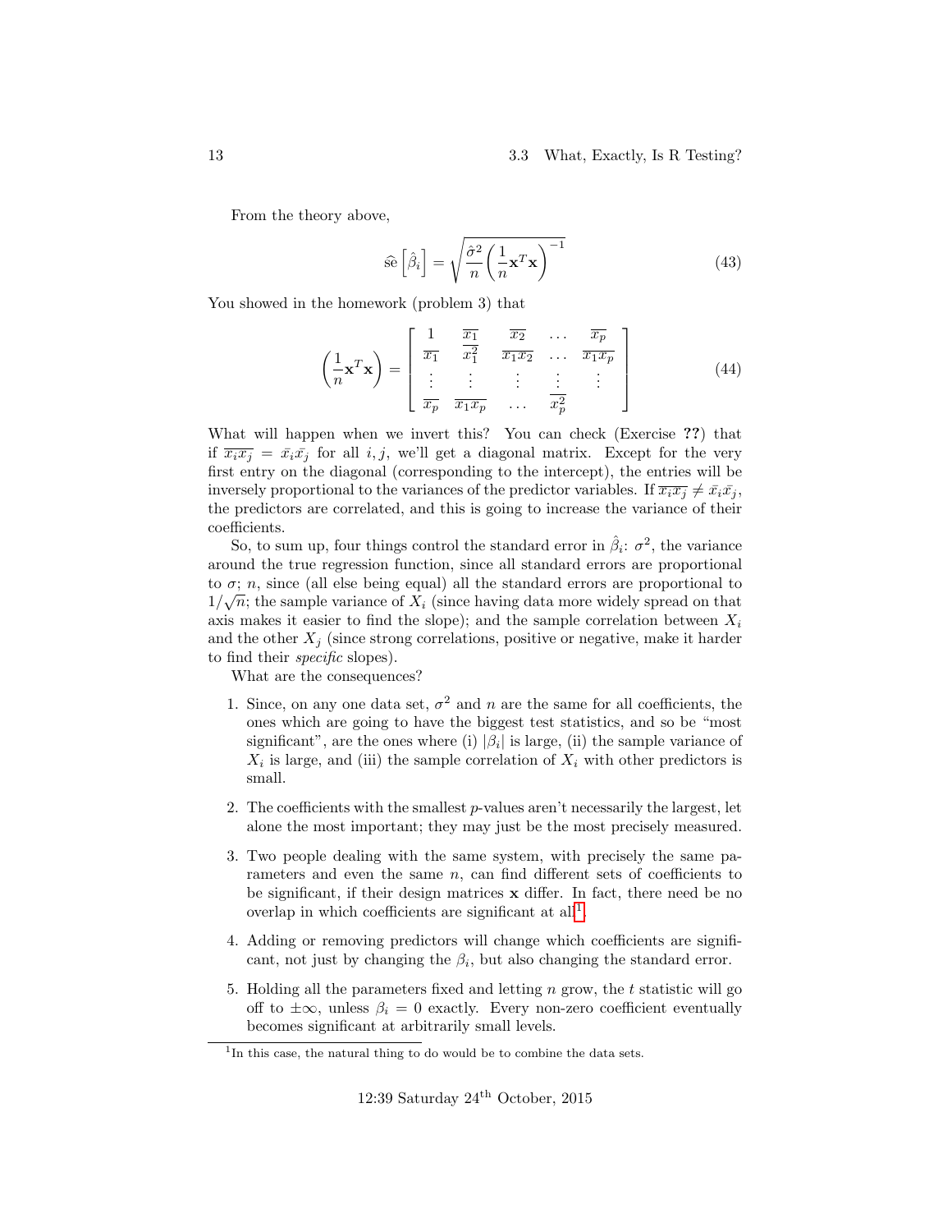From the theory above,

$$\widehat{\text{se}}\left[\hat{\beta}_i\right] = \sqrt{\frac{\hat{\sigma}^2}{n}\left(\frac{1}{n}\mathbf{x}^T\mathbf{x}\right)^{-1}} \tag{43}$$

You showed in the homework (problem 3) that

$$\left(\frac{1}{n}\mathbf{x}^T\mathbf{x}\right) = \left[\begin{array}{ccccc} 1 & \overline{x_1} & \overline{x_2} & \ldots & \overline{x_p} \\ \overline{x_1} & \overline{x_1^2} & \overline{x_1 x_2} & \ldots & \overline{x_1 x_p} \\ \vdots & \vdots & \vdots & \vdots & \vdots \\ \overline{x_p} & \overline{x_1 x_p} & \ldots & \overline{x_p^2} & \end{array}\right] \tag{44}$$

What will happen when we invert this? You can check (Exercise ??) that if $\overline{x_i x_j} = \bar{x}_i \bar{x}_j$ for all $i, j$, we'll get a diagonal matrix. Except for the very first entry on the diagonal (corresponding to the intercept), the entries will be inversely proportional to the variances of the predictor variables. If $\overline{x_i x_j} \neq \bar{x}_i \bar{x}_j$, the predictors are correlated, and this is going to increase the variance of their coefficients.

So, to sum up, four things control the standard error in $\hat{\beta}_i$: $\sigma^2$, the variance around the true regression function, since all standard errors are proportional to $\sigma$; $n$, since (all else being equal) all the standard errors are proportional to $1/\sqrt{n}$; the sample variance of $X_i$ (since having data more widely spread on that axis makes it easier to find the slope); and the sample correlation between $X_i$ and the other $X_j$ (since strong correlations, positive or negative, make it harder to find their *specific* slopes).

What are the consequences?

1. Since, on any one data set, $\sigma^2$ and $n$ are the same for all coefficients, the ones which are going to have the biggest test statistics, and so be "most significant", are the ones where (i) $|\beta_i|$ is large, (ii) the sample variance of $X_i$ is large, and (iii) the sample correlation of $X_i$ with other predictors is small.

2. The coefficients with the smallest $p$-values aren't necessarily the largest, let alone the most important; they may just be the most precisely measured.

3. Two people dealing with the same system, with precisely the same parameters and even the same $n$, can find different sets of coefficients to be significant, if their design matrices $\mathbf{x}$ differ. In fact, there need be no overlap in which coefficients are significant at all[1].

4. Adding or removing predictors will change which coefficients are significant, not just by changing the $\beta_i$, but also changing the standard error.

5. Holding all the parameters fixed and letting $n$ grow, the $t$ statistic will go off to $\pm\infty$, unless $\beta_i = 0$ exactly. Every non-zero coefficient eventually becomes significant at arbitrarily small levels.

[1] In this case, the natural thing to do would be to combine the data sets.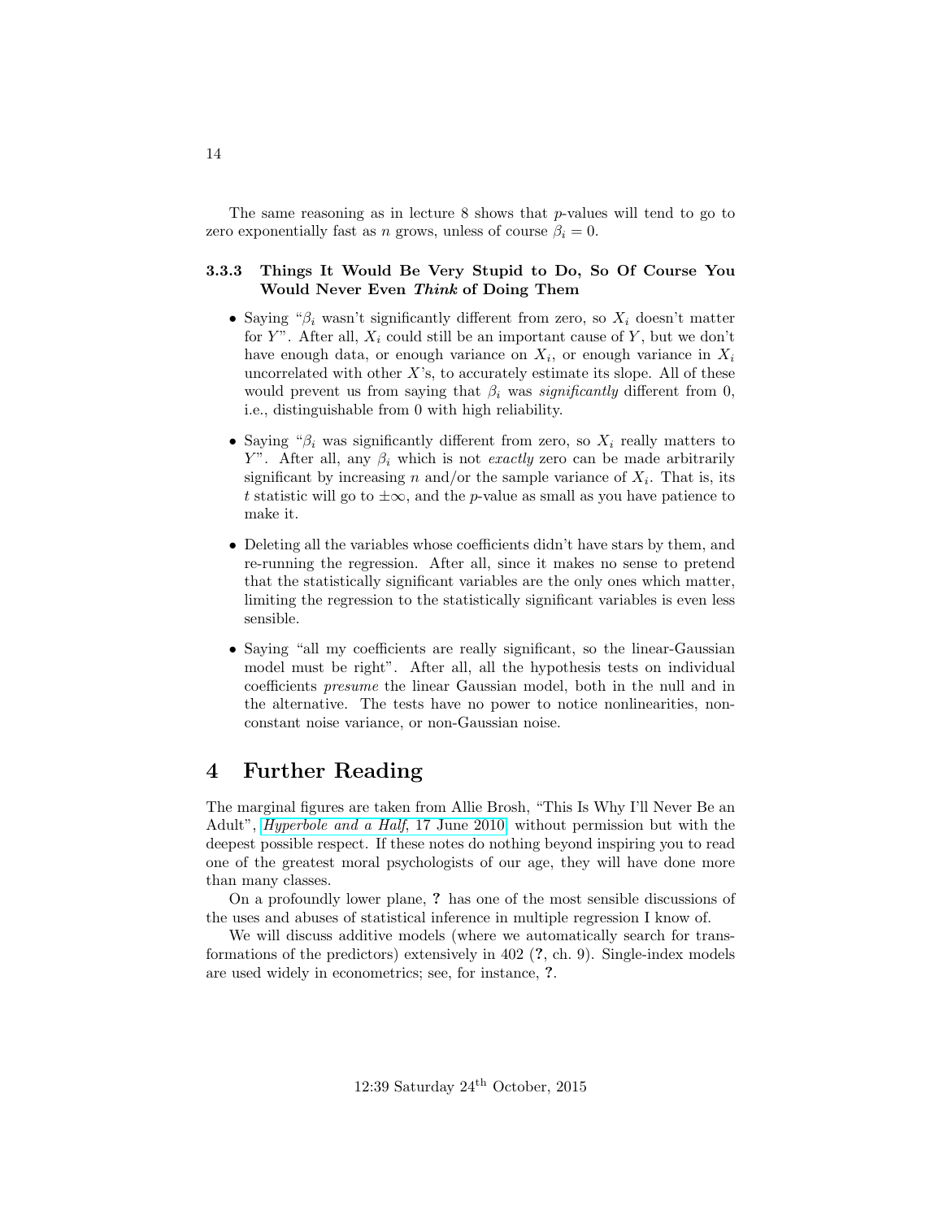The same reasoning as in lecture 8 shows that $p$-values will tend to go to zero exponentially fast as $n$ grows, unless of course $\beta_i = 0$.

### 3.3.3 Things It Would Be Very Stupid to Do, So Of Course You Would Never Even *Think* of Doing Them

- Saying "$\beta_i$ wasn't significantly different from zero, so $X_i$ doesn't matter for $Y$". After all, $X_i$ could still be an important cause of $Y$, but we don't have enough data, or enough variance on $X_i$, or enough variance in $X_i$ uncorrelated with other $X$'s, to accurately estimate its slope. All of these would prevent us from saying that $\beta_i$ was *significantly* different from 0, i.e., distinguishable from 0 with high reliability.
- Saying "$\beta_i$ was significantly different from zero, so $X_i$ really matters to $Y$". After all, any $\beta_i$ which is not *exactly* zero can be made arbitrarily significant by increasing $n$ and/or the sample variance of $X_i$. That is, its $t$ statistic will go to $\pm\infty$, and the $p$-value as small as you have patience to make it.
- Deleting all the variables whose coefficients didn't have stars by them, and re-running the regression. After all, since it makes no sense to pretend that the statistically significant variables are the only ones which matter, limiting the regression to the statistically significant variables is even less sensible.
- Saying "all my coefficients are really significant, so the linear-Gaussian model must be right". After all, all the hypothesis tests on individual coefficients *presume* the linear Gaussian model, both in the null and in the alternative. The tests have no power to notice nonlinearities, non-constant noise variance, or non-Gaussian noise.

# 4 Further Reading

The marginal figures are taken from Allie Brosh, "This Is Why I'll Never Be an Adult", *Hyperbole and a Half*, 17 June 2010, without permission but with the deepest possible respect. If these notes do nothing beyond inspiring you to read one of the greatest moral psychologists of our age, they will have done more than many classes.

On a profoundly lower plane, **?** has one of the most sensible discussions of the uses and abuses of statistical inference in multiple regression I know of.

We will discuss additive models (where we automatically search for transformations of the predictors) extensively in 402 (**?**, ch. 9). Single-index models are used widely in econometrics; see, for instance, **?**.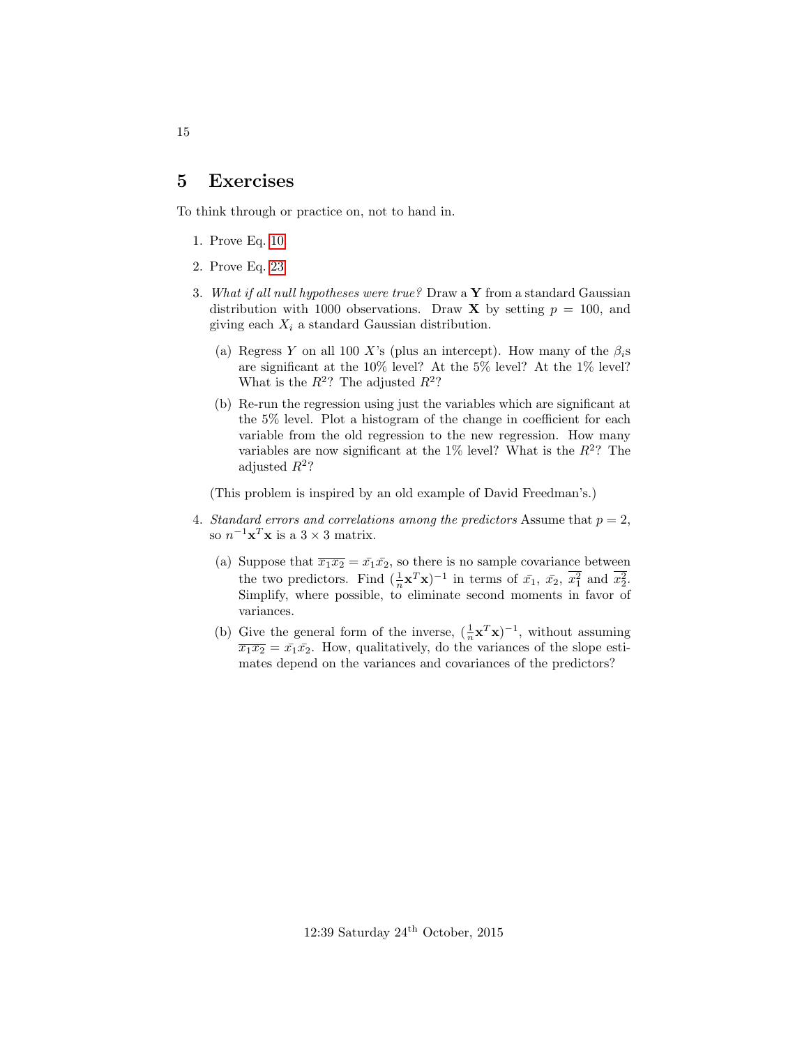## 5 Exercises

To think through or practice on, not to hand in.

1. Prove Eq. 10

2. Prove Eq. 23

3. *What if all null hypotheses were true?* Draw a $\mathbf{Y}$ from a standard Gaussian distribution with 1000 observations. Draw $\mathbf{X}$ by setting $p = 100$, and giving each $X_i$ a standard Gaussian distribution.

   (a) Regress $Y$ on all 100 $X$'s (plus an intercept). How many of the $\beta_i$s are significant at the 10% level? At the 5% level? At the 1% level? What is the $R^2$? The adjusted $R^2$?

   (b) Re-run the regression using just the variables which are significant at the 5% level. Plot a histogram of the change in coefficient for each variable from the old regression to the new regression. How many variables are now significant at the 1% level? What is the $R^2$? The adjusted $R^2$?

   (This problem is inspired by an old example of David Freedman's.)

4. *Standard errors and correlations among the predictors* Assume that $p = 2$, so $n^{-1}\mathbf{x}^T\mathbf{x}$ is a $3 \times 3$ matrix.

   (a) Suppose that $\overline{x_1 x_2} = \bar{x_1}\bar{x_2}$, so there is no sample covariance between the two predictors. Find $(\frac{1}{n}\mathbf{x}^T\mathbf{x})^{-1}$ in terms of $\bar{x_1}$, $\bar{x_2}$, $\overline{x_1^2}$ and $\overline{x_2^2}$. Simplify, where possible, to eliminate second moments in favor of variances.

   (b) Give the general form of the inverse, $(\frac{1}{n}\mathbf{x}^T\mathbf{x})^{-1}$, without assuming $\overline{x_1 x_2} = \bar{x_1}\bar{x_2}$. How, qualitatively, do the variances of the slope estimates depend on the variances and covariances of the predictors?